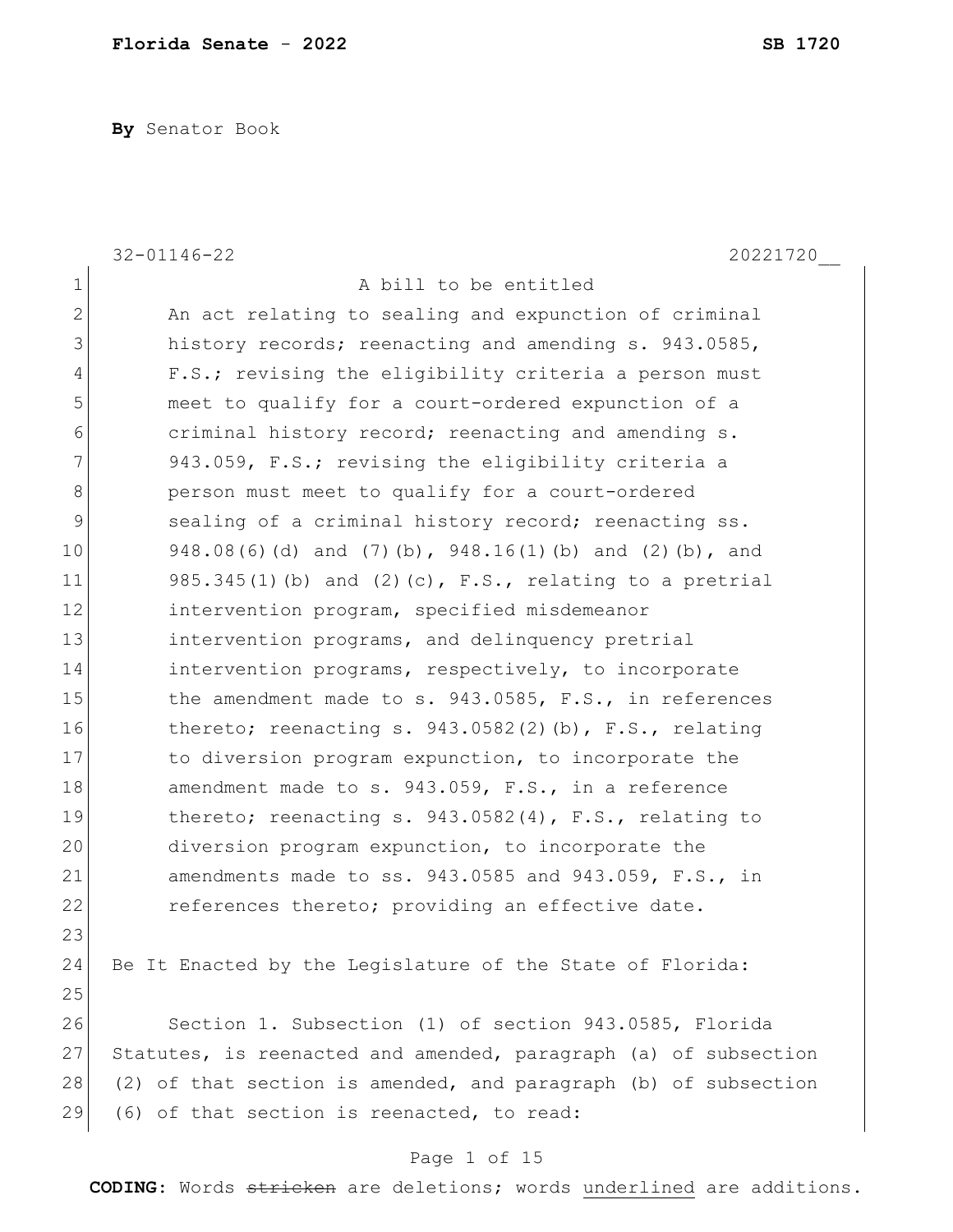**Florida Senate - 2022** **SB 1720**

**By** Senator Book

32-01146-22 20221720__

A bill to be entitled

An act relating to sealing and expunction of criminal history records; reenacting and amending s. 943.0585, F.S.; revising the eligibility criteria a person must meet to qualify for a court-ordered expunction of a criminal history record; reenacting and amending s. 943.059, F.S.; revising the eligibility criteria a person must meet to qualify for a court-ordered sealing of a criminal history record; reenacting ss. 948.08(6)(d) and (7)(b), 948.16(1)(b) and (2)(b), and 985.345(1)(b) and (2)(c), F.S., relating to a pretrial intervention program, specified misdemeanor intervention programs, and delinquency pretrial intervention programs, respectively, to incorporate the amendment made to s. 943.0585, F.S., in references thereto; reenacting s. 943.0582(2)(b), F.S., relating to diversion program expunction, to incorporate the amendment made to s. 943.059, F.S., in a reference thereto; reenacting s. 943.0582(4), F.S., relating to diversion program expunction, to incorporate the amendments made to ss. 943.0585 and 943.059, F.S., in references thereto; providing an effective date.

Be It Enacted by the Legislature of the State of Florida:

Section 1. Subsection (1) of section 943.0585, Florida Statutes, is reenacted and amended, paragraph (a) of subsection (2) of that section is amended, and paragraph (b) of subsection (6) of that section is reenacted, to read:

**CODING:** Words ~~stricken~~ are deletions; words <u>underlined</u> are additions.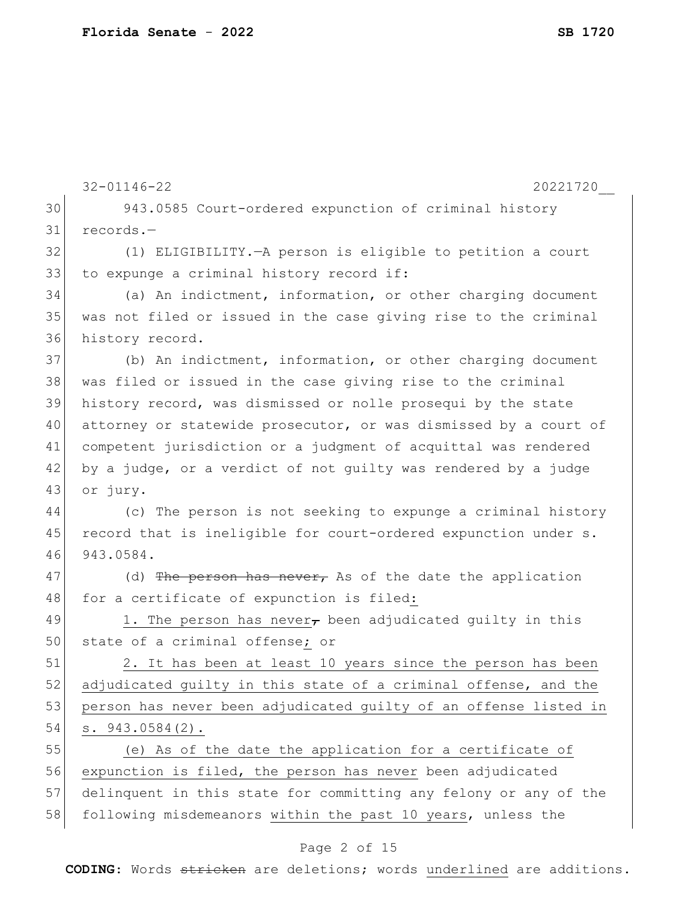943.0585 Court-ordered expunction of criminal history records.—

(1) ELIGIBILITY.—A person is eligible to petition a court to expunge a criminal history record if:

(a) An indictment, information, or other charging document was not filed or issued in the case giving rise to the criminal history record.

(b) An indictment, information, or other charging document was filed or issued in the case giving rise to the criminal history record, was dismissed or nolle prosequi by the state attorney or statewide prosecutor, or was dismissed by a court of competent jurisdiction or a judgment of acquittal was rendered by a judge, or a verdict of not guilty was rendered by a judge or jury.

(c) The person is not seeking to expunge a criminal history record that is ineligible for court-ordered expunction under s. 943.0584.

(d) ~~The person has never,~~ As of the date the application for a certificate of expunction is filed<u>:</u>

<u>1. The person has never</u>~~,~~ been adjudicated guilty in this state of a criminal offense<u>; or</u>

<u>2. It has been at least 10 years since the person has been adjudicated guilty in this state of a criminal offense, and the person has never been adjudicated guilty of an offense listed in s. 943.0584(2).</u>

<u>(e) As of the date the application for a certificate of expunction is filed, the person has never</u> been adjudicated delinquent in this state for committing any felony or any of the following misdemeanors <u>within the past 10 years</u>, unless the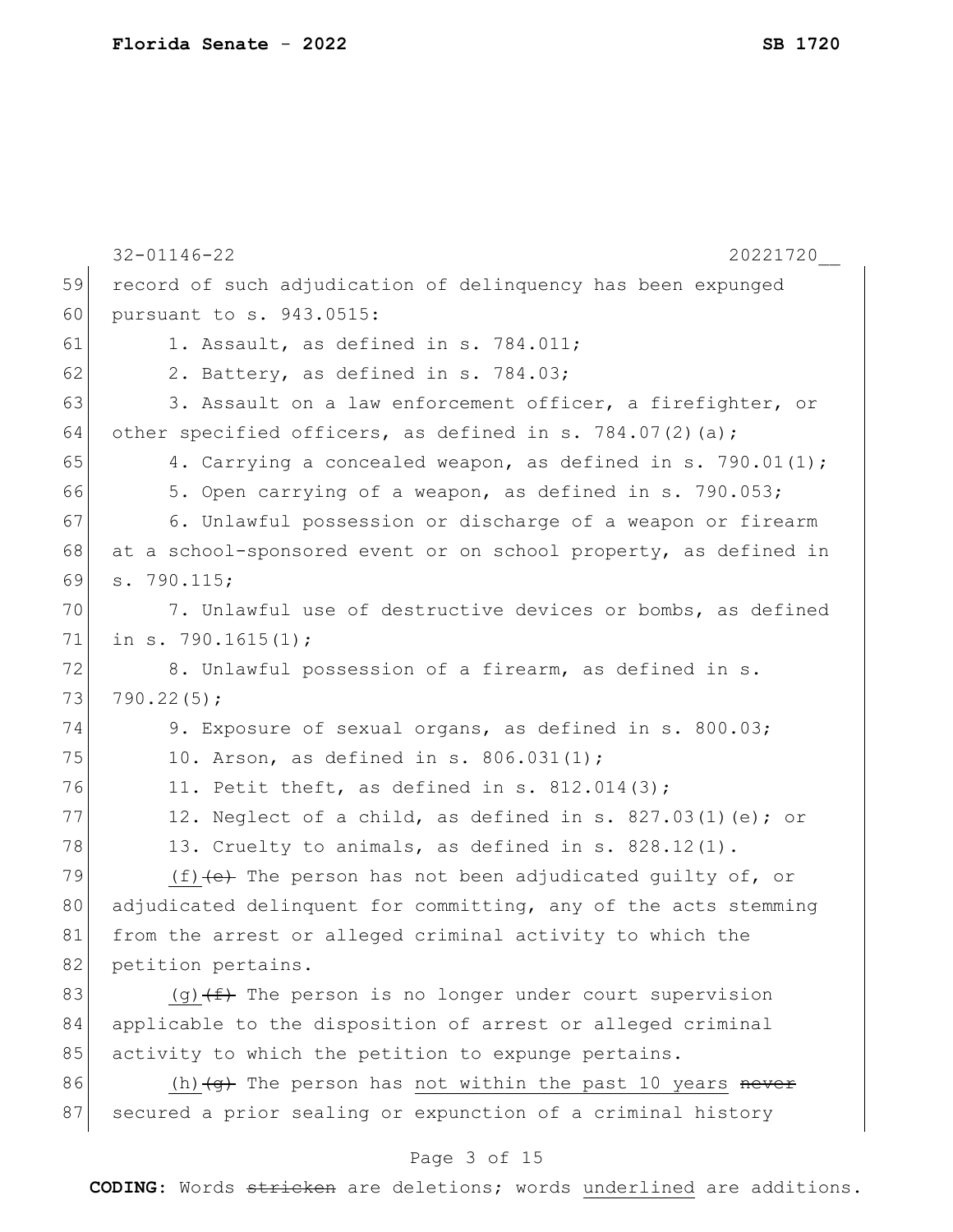record of such adjudication of delinquency has been expunged pursuant to s. 943.0515:

1. Assault, as defined in s. 784.011;
2. Battery, as defined in s. 784.03;
3. Assault on a law enforcement officer, a firefighter, or other specified officers, as defined in s. 784.07(2)(a);
4. Carrying a concealed weapon, as defined in s. 790.01(1);
5. Open carrying of a weapon, as defined in s. 790.053;
6. Unlawful possession or discharge of a weapon or firearm at a school-sponsored event or on school property, as defined in s. 790.115;
7. Unlawful use of destructive devices or bombs, as defined in s. 790.1615(1);
8. Unlawful possession of a firearm, as defined in s. 790.22(5);
9. Exposure of sexual organs, as defined in s. 800.03;
10. Arson, as defined in s. 806.031(1);
11. Petit theft, as defined in s. 812.014(3);
12. Neglect of a child, as defined in s. 827.03(1)(e); or
13. Cruelty to animals, as defined in s. 828.12(1).

(f) ~~(e)~~ The person has not been adjudicated guilty of, or adjudicated delinquent for committing, any of the acts stemming from the arrest or alleged criminal activity to which the petition pertains.

(g) ~~(f)~~ The person is no longer under court supervision applicable to the disposition of arrest or alleged criminal activity to which the petition to expunge pertains.

(h) ~~(g)~~ The person has not within the past 10 years ~~never~~ secured a prior sealing or expunction of a criminal history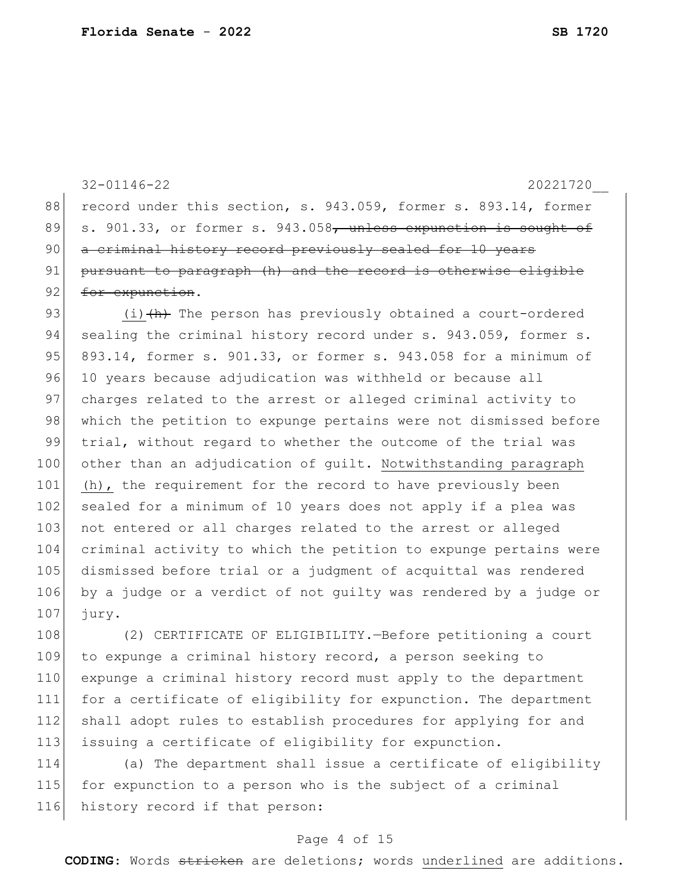record under this section, s. 943.059, former s. 893.14, former s. 901.33, or former s. 943.058~~, unless expunction is sought of a criminal history record previously sealed for 10 years pursuant to paragraph (h) and the record is otherwise eligible for expunction~~.

<u>(i)</u>~~(h)~~ The person has previously obtained a court-ordered sealing the criminal history record under s. 943.059, former s. 893.14, former s. 901.33, or former s. 943.058 for a minimum of 10 years because adjudication was withheld or because all charges related to the arrest or alleged criminal activity to which the petition to expunge pertains were not dismissed before trial, without regard to whether the outcome of the trial was other than an adjudication of guilt. <u>Notwithstanding paragraph (h),</u> the requirement for the record to have previously been sealed for a minimum of 10 years does not apply if a plea was not entered or all charges related to the arrest or alleged criminal activity to which the petition to expunge pertains were dismissed before trial or a judgment of acquittal was rendered by a judge or a verdict of not guilty was rendered by a judge or jury.

(2) CERTIFICATE OF ELIGIBILITY.—Before petitioning a court to expunge a criminal history record, a person seeking to expunge a criminal history record must apply to the department for a certificate of eligibility for expunction. The department shall adopt rules to establish procedures for applying for and issuing a certificate of eligibility for expunction.

(a) The department shall issue a certificate of eligibility for expunction to a person who is the subject of a criminal history record if that person: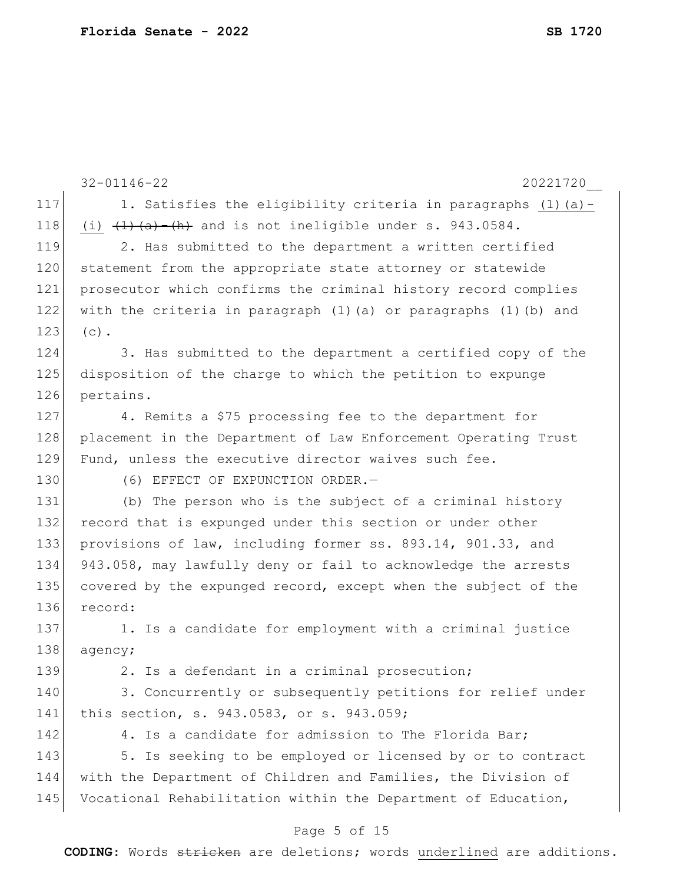1. Satisfies the eligibility criteria in paragraphs <u>(1)(a)-(i)</u> ~~(1)(a)-(h)~~ and is not ineligible under s. 943.0584.

2. Has submitted to the department a written certified statement from the appropriate state attorney or statewide prosecutor which confirms the criminal history record complies with the criteria in paragraph (1)(a) or paragraphs (1)(b) and (c).

3. Has submitted to the department a certified copy of the disposition of the charge to which the petition to expunge pertains.

4. Remits a $75 processing fee to the department for placement in the Department of Law Enforcement Operating Trust Fund, unless the executive director waives such fee.

(6) EFFECT OF EXPUNCTION ORDER.—

(b) The person who is the subject of a criminal history record that is expunged under this section or under other provisions of law, including former ss. 893.14, 901.33, and 943.058, may lawfully deny or fail to acknowledge the arrests covered by the expunged record, except when the subject of the record:

1. Is a candidate for employment with a criminal justice agency;

2. Is a defendant in a criminal prosecution;

3. Concurrently or subsequently petitions for relief under this section, s. 943.0583, or s. 943.059;

4. Is a candidate for admission to The Florida Bar;

5. Is seeking to be employed or licensed by or to contract with the Department of Children and Families, the Division of Vocational Rehabilitation within the Department of Education,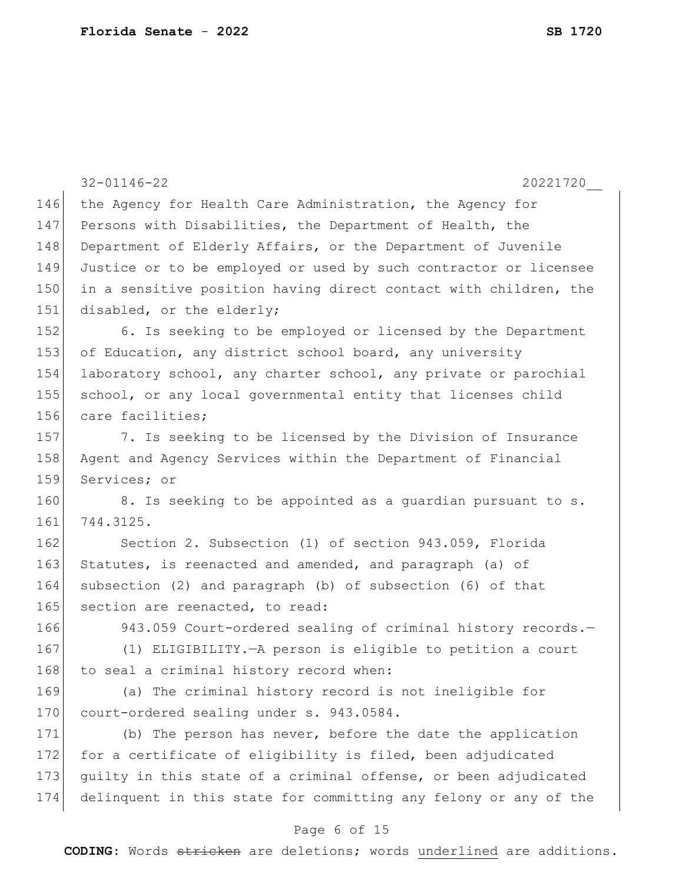the Agency for Health Care Administration, the Agency for Persons with Disabilities, the Department of Health, the Department of Elderly Affairs, or the Department of Juvenile Justice or to be employed or used by such contractor or licensee in a sensitive position having direct contact with children, the disabled, or the elderly;

6. Is seeking to be employed or licensed by the Department of Education, any district school board, any university laboratory school, any charter school, any private or parochial school, or any local governmental entity that licenses child care facilities;

7. Is seeking to be licensed by the Division of Insurance Agent and Agency Services within the Department of Financial Services; or

8. Is seeking to be appointed as a guardian pursuant to s. 744.3125.

Section 2. Subsection (1) of section 943.059, Florida Statutes, is reenacted and amended, and paragraph (a) of subsection (2) and paragraph (b) of subsection (6) of that section are reenacted, to read:

943.059 Court-ordered sealing of criminal history records.—

(1) ELIGIBILITY.—A person is eligible to petition a court to seal a criminal history record when:

(a) The criminal history record is not ineligible for court-ordered sealing under s. 943.0584.

(b) The person has never, before the date the application for a certificate of eligibility is filed, been adjudicated guilty in this state of a criminal offense, or been adjudicated delinquent in this state for committing any felony or any of the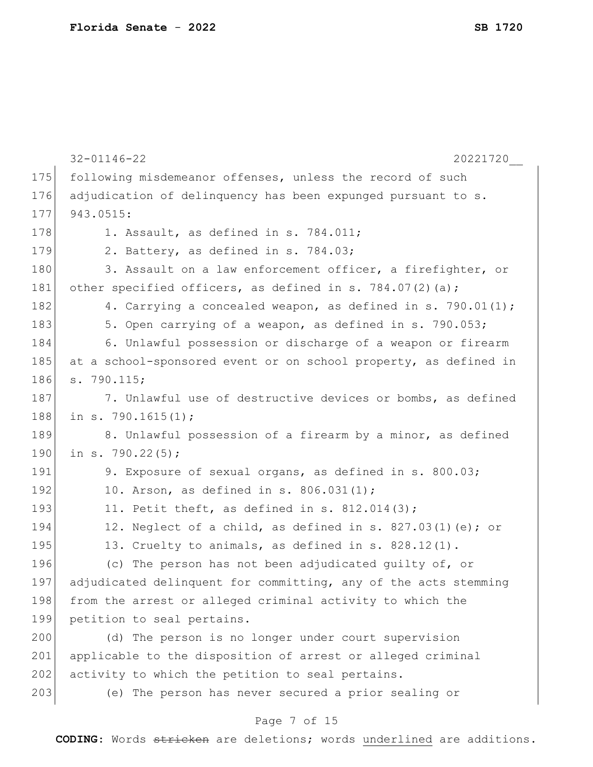following misdemeanor offenses, unless the record of such adjudication of delinquency has been expunged pursuant to s. 943.0515:

1. Assault, as defined in s. 784.011;
2. Battery, as defined in s. 784.03;
3. Assault on a law enforcement officer, a firefighter, or other specified officers, as defined in s. 784.07(2)(a);
4. Carrying a concealed weapon, as defined in s. 790.01(1);
5. Open carrying of a weapon, as defined in s. 790.053;
6. Unlawful possession or discharge of a weapon or firearm at a school-sponsored event or on school property, as defined in s. 790.115;
7. Unlawful use of destructive devices or bombs, as defined in s. 790.1615(1);
8. Unlawful possession of a firearm by a minor, as defined in s. 790.22(5);
9. Exposure of sexual organs, as defined in s. 800.03;
10. Arson, as defined in s. 806.031(1);
11. Petit theft, as defined in s. 812.014(3);
12. Neglect of a child, as defined in s. 827.03(1)(e); or
13. Cruelty to animals, as defined in s. 828.12(1).

(c) The person has not been adjudicated guilty of, or adjudicated delinquent for committing, any of the acts stemming from the arrest or alleged criminal activity to which the petition to seal pertains.

(d) The person is no longer under court supervision applicable to the disposition of arrest or alleged criminal activity to which the petition to seal pertains.

(e) The person has never secured a prior sealing or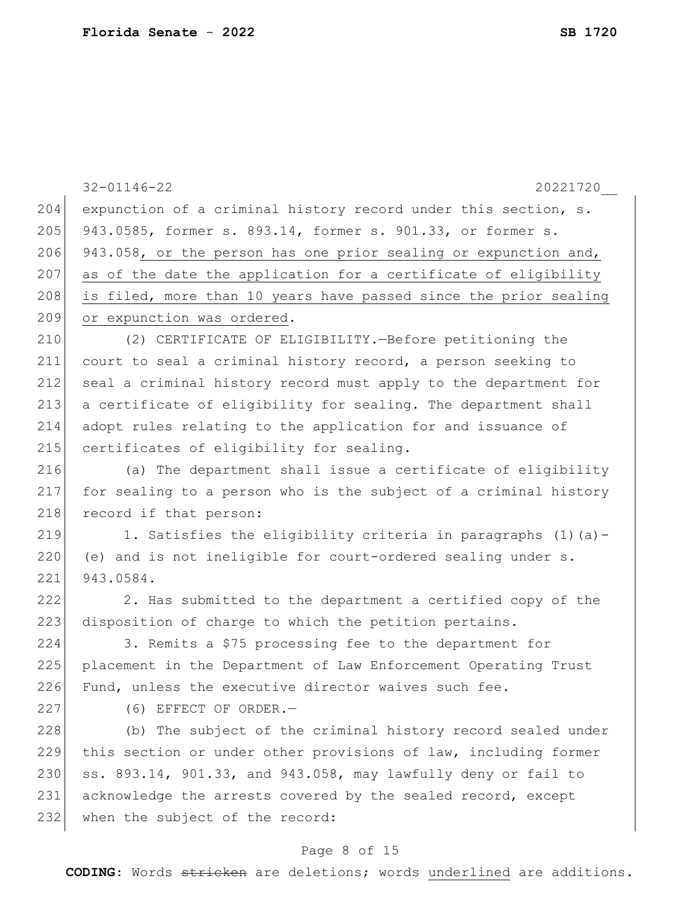expunction of a criminal history record under this section, s. 943.0585, former s. 893.14, former s. 901.33, or former s. 943.058<u>, or the person has one prior sealing or expunction and, as of the date the application for a certificate of eligibility is filed, more than 10 years have passed since the prior sealing or expunction was ordered</u>.

(2) CERTIFICATE OF ELIGIBILITY.—Before petitioning the court to seal a criminal history record, a person seeking to seal a criminal history record must apply to the department for a certificate of eligibility for sealing. The department shall adopt rules relating to the application for and issuance of certificates of eligibility for sealing.

(a) The department shall issue a certificate of eligibility for sealing to a person who is the subject of a criminal history record if that person:

1. Satisfies the eligibility criteria in paragraphs (1)(a)-(e) and is not ineligible for court-ordered sealing under s. 943.0584.

2. Has submitted to the department a certified copy of the disposition of charge to which the petition pertains.

3. Remits a $75 processing fee to the department for placement in the Department of Law Enforcement Operating Trust Fund, unless the executive director waives such fee.

(6) EFFECT OF ORDER.—

(b) The subject of the criminal history record sealed under this section or under other provisions of law, including former ss. 893.14, 901.33, and 943.058, may lawfully deny or fail to acknowledge the arrests covered by the sealed record, except when the subject of the record: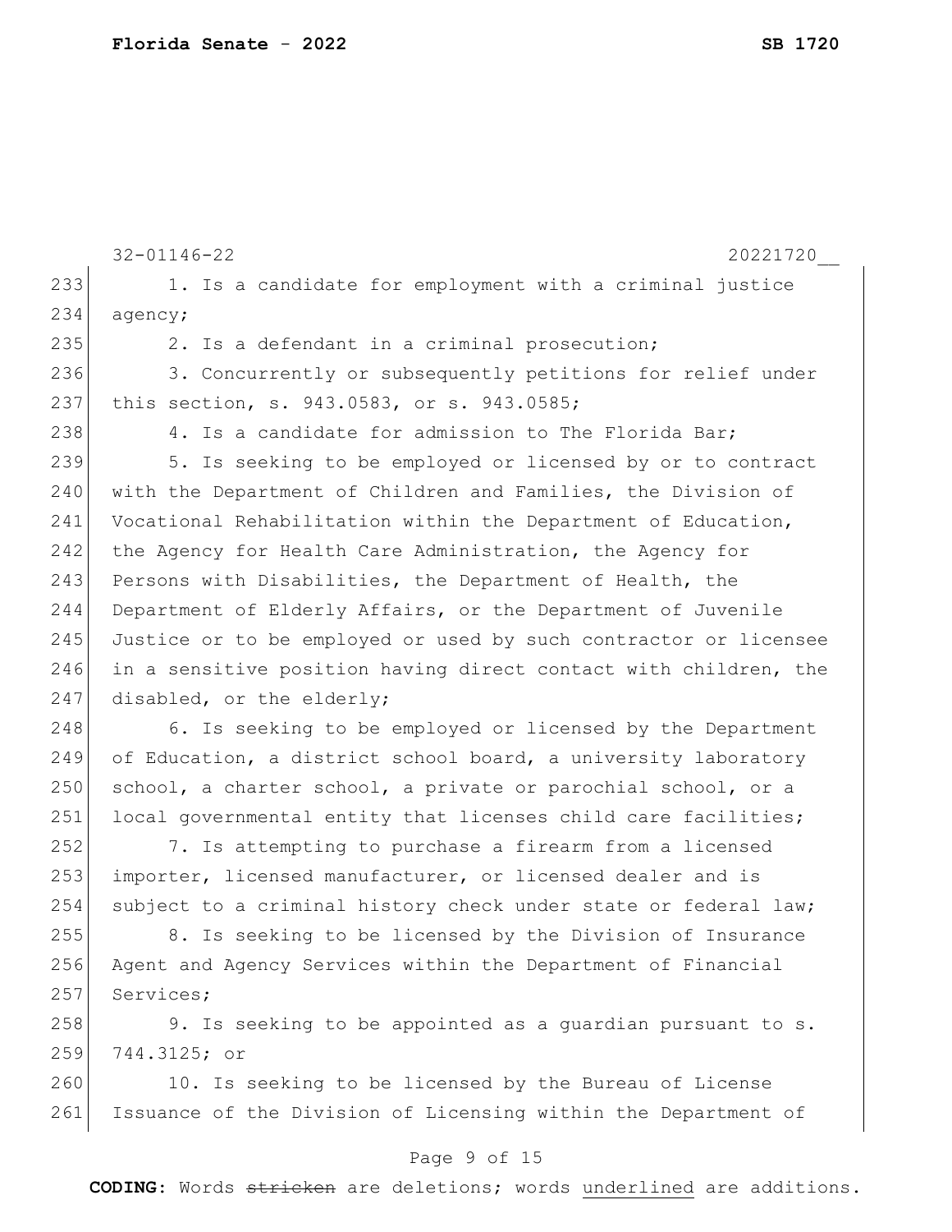1. Is a candidate for employment with a criminal justice agency;

2. Is a defendant in a criminal prosecution;

3. Concurrently or subsequently petitions for relief under this section, s. 943.0583, or s. 943.0585;

4. Is a candidate for admission to The Florida Bar;

5. Is seeking to be employed or licensed by or to contract with the Department of Children and Families, the Division of Vocational Rehabilitation within the Department of Education, the Agency for Health Care Administration, the Agency for Persons with Disabilities, the Department of Health, the Department of Elderly Affairs, or the Department of Juvenile Justice or to be employed or used by such contractor or licensee in a sensitive position having direct contact with children, the disabled, or the elderly;

6. Is seeking to be employed or licensed by the Department of Education, a district school board, a university laboratory school, a charter school, a private or parochial school, or a local governmental entity that licenses child care facilities;

7. Is attempting to purchase a firearm from a licensed importer, licensed manufacturer, or licensed dealer and is subject to a criminal history check under state or federal law;

8. Is seeking to be licensed by the Division of Insurance Agent and Agency Services within the Department of Financial Services;

9. Is seeking to be appointed as a guardian pursuant to s. 744.3125; or

10. Is seeking to be licensed by the Bureau of License Issuance of the Division of Licensing within the Department of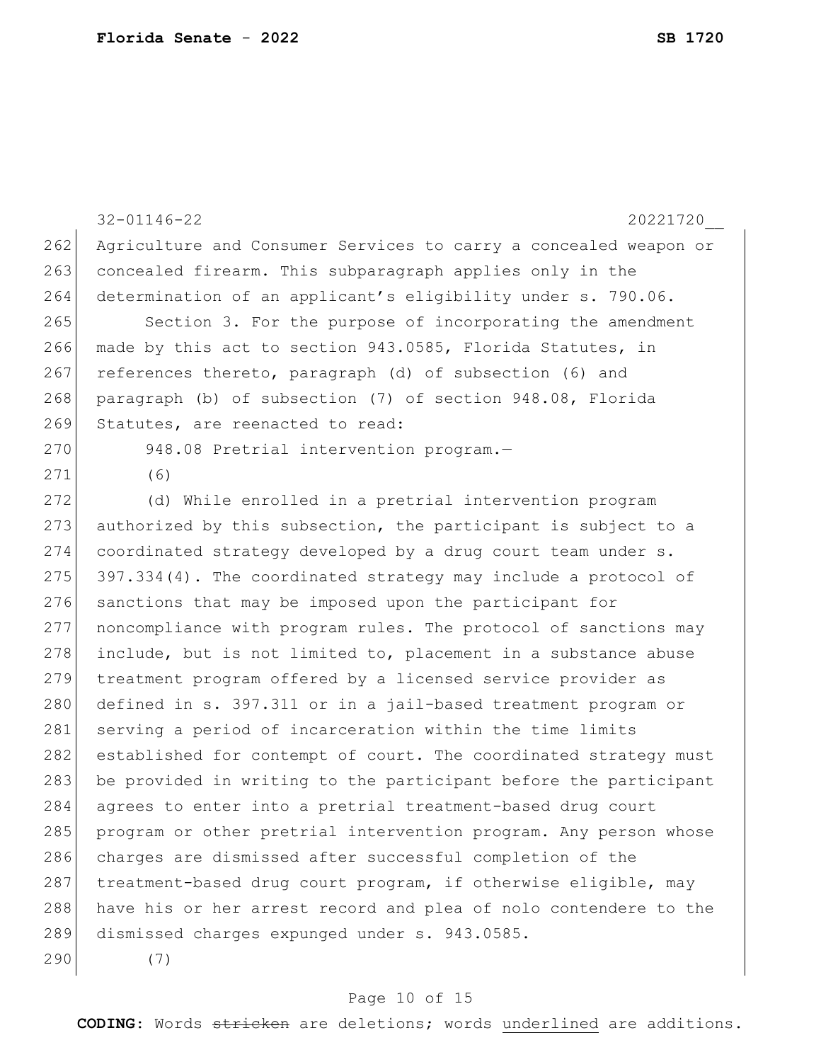Agriculture and Consumer Services to carry a concealed weapon or concealed firearm. This subparagraph applies only in the determination of an applicant's eligibility under s. 790.06.

Section 3. For the purpose of incorporating the amendment made by this act to section 943.0585, Florida Statutes, in references thereto, paragraph (d) of subsection (6) and paragraph (b) of subsection (7) of section 948.08, Florida Statutes, are reenacted to read:

948.08 Pretrial intervention program.—

(6)

(d) While enrolled in a pretrial intervention program authorized by this subsection, the participant is subject to a coordinated strategy developed by a drug court team under s. 397.334(4). The coordinated strategy may include a protocol of sanctions that may be imposed upon the participant for noncompliance with program rules. The protocol of sanctions may include, but is not limited to, placement in a substance abuse treatment program offered by a licensed service provider as defined in s. 397.311 or in a jail-based treatment program or serving a period of incarceration within the time limits established for contempt of court. The coordinated strategy must be provided in writing to the participant before the participant agrees to enter into a pretrial treatment-based drug court program or other pretrial intervention program. Any person whose charges are dismissed after successful completion of the treatment-based drug court program, if otherwise eligible, may have his or her arrest record and plea of nolo contendere to the dismissed charges expunged under s. 943.0585.

(7)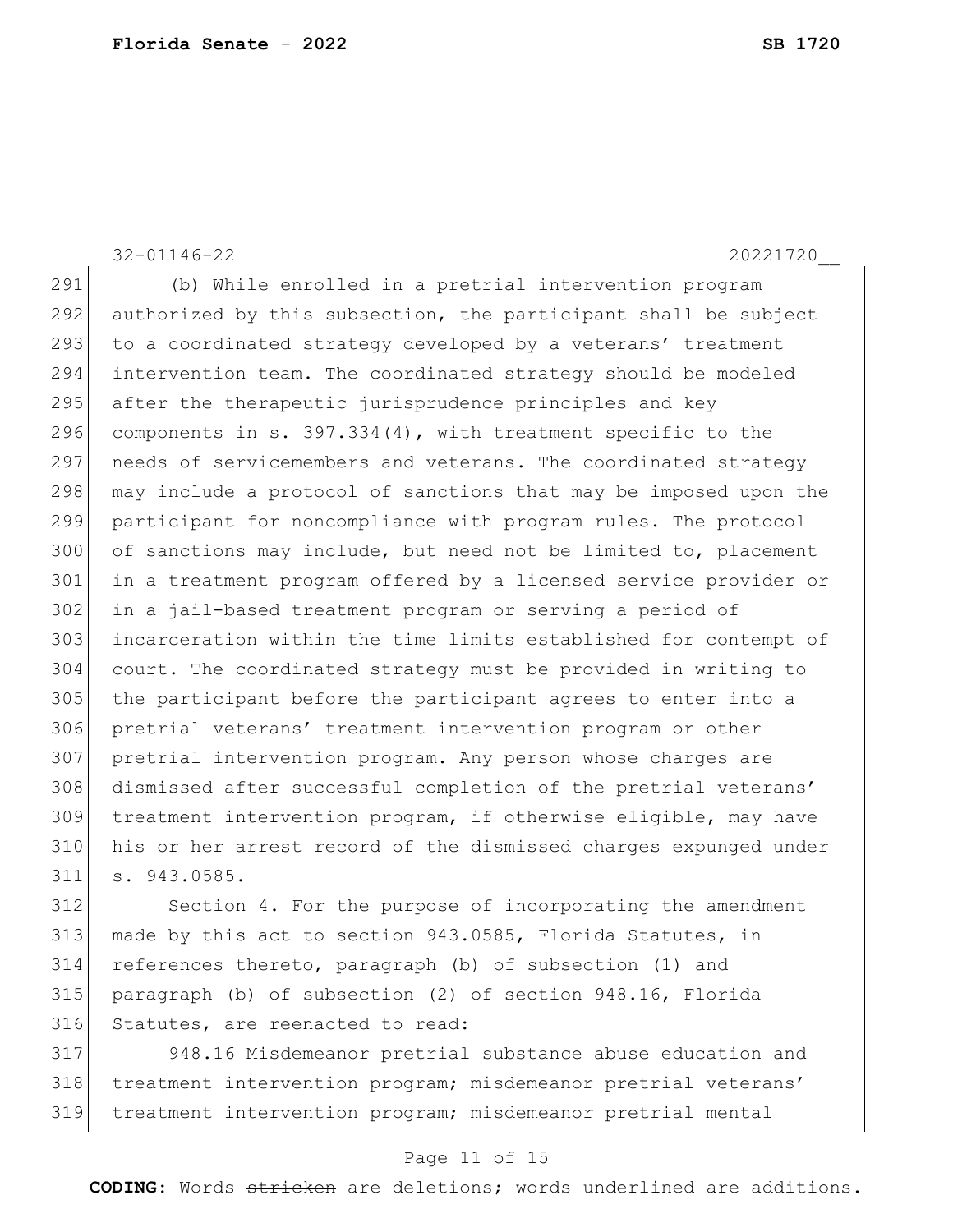(b) While enrolled in a pretrial intervention program authorized by this subsection, the participant shall be subject to a coordinated strategy developed by a veterans' treatment intervention team. The coordinated strategy should be modeled after the therapeutic jurisprudence principles and key components in s. 397.334(4), with treatment specific to the needs of servicemembers and veterans. The coordinated strategy may include a protocol of sanctions that may be imposed upon the participant for noncompliance with program rules. The protocol of sanctions may include, but need not be limited to, placement in a treatment program offered by a licensed service provider or in a jail-based treatment program or serving a period of incarceration within the time limits established for contempt of court. The coordinated strategy must be provided in writing to the participant before the participant agrees to enter into a pretrial veterans' treatment intervention program or other pretrial intervention program. Any person whose charges are dismissed after successful completion of the pretrial veterans' treatment intervention program, if otherwise eligible, may have his or her arrest record of the dismissed charges expunged under s. 943.0585.

Section 4. For the purpose of incorporating the amendment made by this act to section 943.0585, Florida Statutes, in references thereto, paragraph (b) of subsection (1) and paragraph (b) of subsection (2) of section 948.16, Florida Statutes, are reenacted to read:

948.16 Misdemeanor pretrial substance abuse education and treatment intervention program; misdemeanor pretrial veterans' treatment intervention program; misdemeanor pretrial mental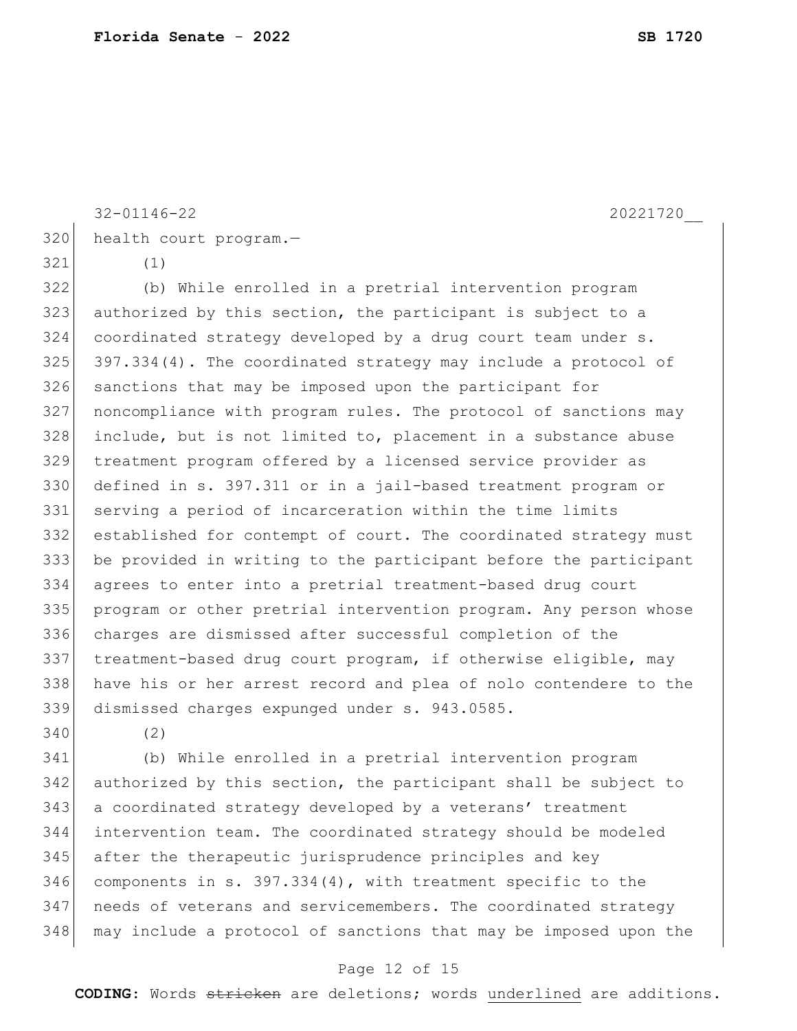health court program.—

(1)

(b) While enrolled in a pretrial intervention program authorized by this section, the participant is subject to a coordinated strategy developed by a drug court team under s. 397.334(4). The coordinated strategy may include a protocol of sanctions that may be imposed upon the participant for noncompliance with program rules. The protocol of sanctions may include, but is not limited to, placement in a substance abuse treatment program offered by a licensed service provider as defined in s. 397.311 or in a jail-based treatment program or serving a period of incarceration within the time limits established for contempt of court. The coordinated strategy must be provided in writing to the participant before the participant agrees to enter into a pretrial treatment-based drug court program or other pretrial intervention program. Any person whose charges are dismissed after successful completion of the treatment-based drug court program, if otherwise eligible, may have his or her arrest record and plea of nolo contendere to the dismissed charges expunged under s. 943.0585.

(2)

(b) While enrolled in a pretrial intervention program authorized by this section, the participant shall be subject to a coordinated strategy developed by a veterans' treatment intervention team. The coordinated strategy should be modeled after the therapeutic jurisprudence principles and key components in s. 397.334(4), with treatment specific to the needs of veterans and servicemembers. The coordinated strategy may include a protocol of sanctions that may be imposed upon the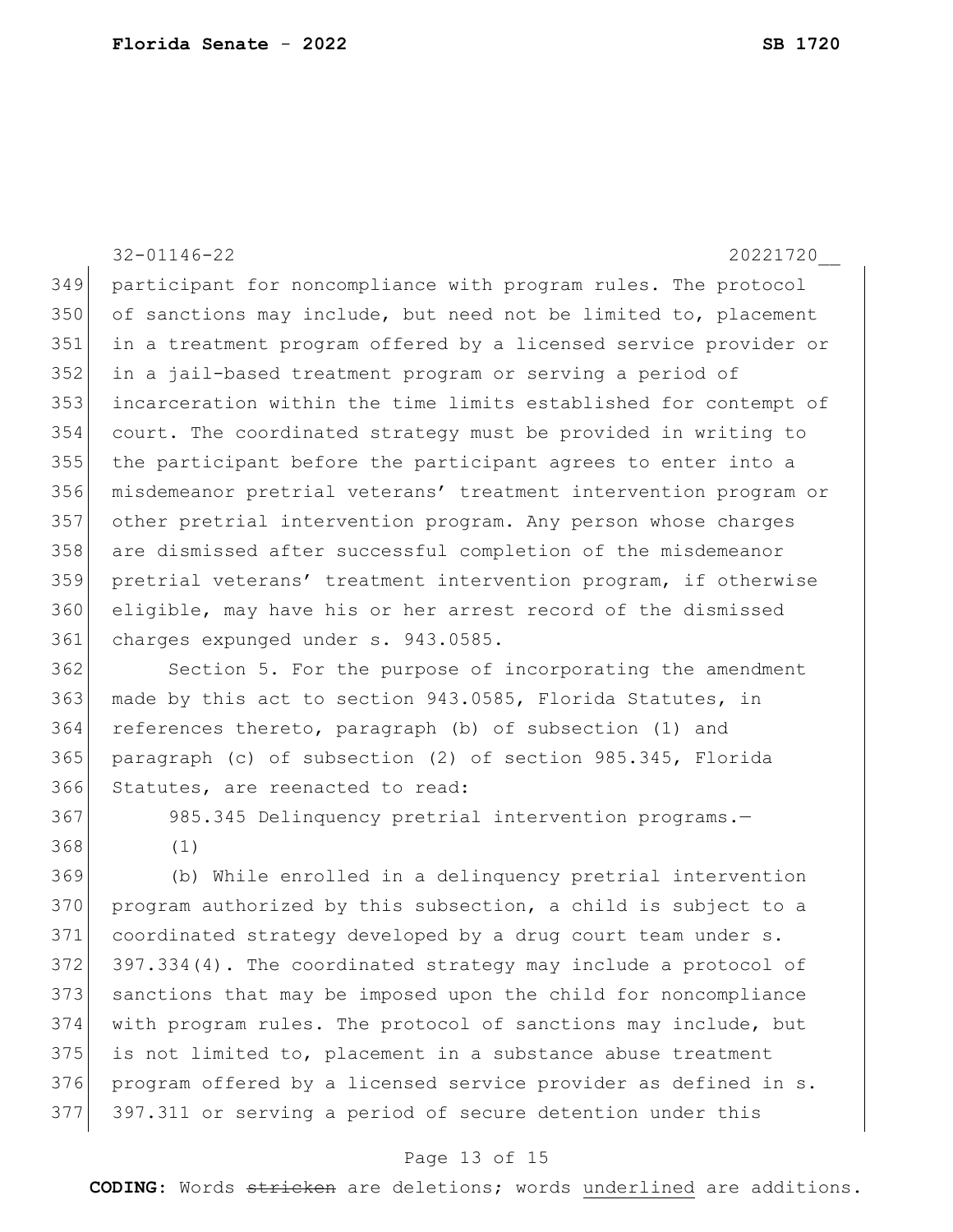participant for noncompliance with program rules. The protocol of sanctions may include, but need not be limited to, placement in a treatment program offered by a licensed service provider or in a jail-based treatment program or serving a period of incarceration within the time limits established for contempt of court. The coordinated strategy must be provided in writing to the participant before the participant agrees to enter into a misdemeanor pretrial veterans' treatment intervention program or other pretrial intervention program. Any person whose charges are dismissed after successful completion of the misdemeanor pretrial veterans' treatment intervention program, if otherwise eligible, may have his or her arrest record of the dismissed charges expunged under s. 943.0585.

Section 5. For the purpose of incorporating the amendment made by this act to section 943.0585, Florida Statutes, in references thereto, paragraph (b) of subsection (1) and paragraph (c) of subsection (2) of section 985.345, Florida Statutes, are reenacted to read:

985.345 Delinquency pretrial intervention programs.—

(1)

(b) While enrolled in a delinquency pretrial intervention program authorized by this subsection, a child is subject to a coordinated strategy developed by a drug court team under s. 397.334(4). The coordinated strategy may include a protocol of sanctions that may be imposed upon the child for noncompliance with program rules. The protocol of sanctions may include, but is not limited to, placement in a substance abuse treatment program offered by a licensed service provider as defined in s. 397.311 or serving a period of secure detention under this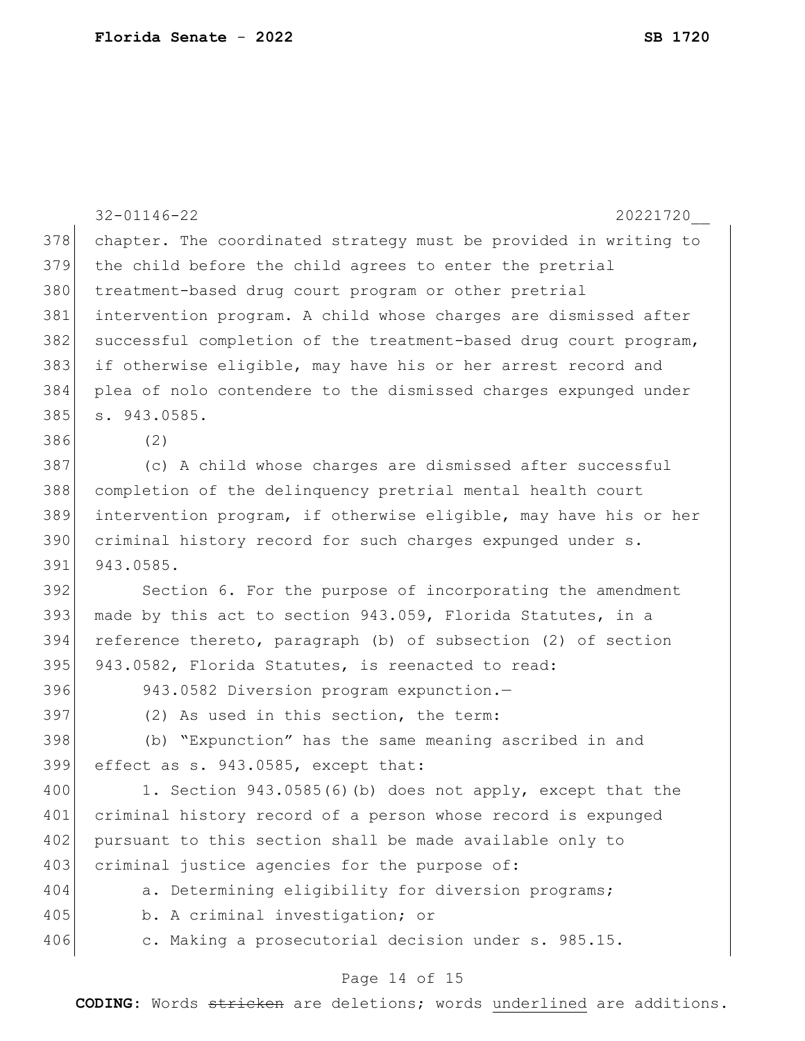chapter. The coordinated strategy must be provided in writing to the child before the child agrees to enter the pretrial treatment-based drug court program or other pretrial intervention program. A child whose charges are dismissed after successful completion of the treatment-based drug court program, if otherwise eligible, may have his or her arrest record and plea of nolo contendere to the dismissed charges expunged under s. 943.0585.

(2)

(c) A child whose charges are dismissed after successful completion of the delinquency pretrial mental health court intervention program, if otherwise eligible, may have his or her criminal history record for such charges expunged under s. 943.0585.

Section 6. For the purpose of incorporating the amendment made by this act to section 943.059, Florida Statutes, in a reference thereto, paragraph (b) of subsection (2) of section 943.0582, Florida Statutes, is reenacted to read:

943.0582 Diversion program expunction.—

(2) As used in this section, the term:

(b) "Expunction" has the same meaning ascribed in and effect as s. 943.0585, except that:

1. Section 943.0585(6)(b) does not apply, except that the criminal history record of a person whose record is expunged pursuant to this section shall be made available only to criminal justice agencies for the purpose of:

a. Determining eligibility for diversion programs;

b. A criminal investigation; or

c. Making a prosecutorial decision under s. 985.15.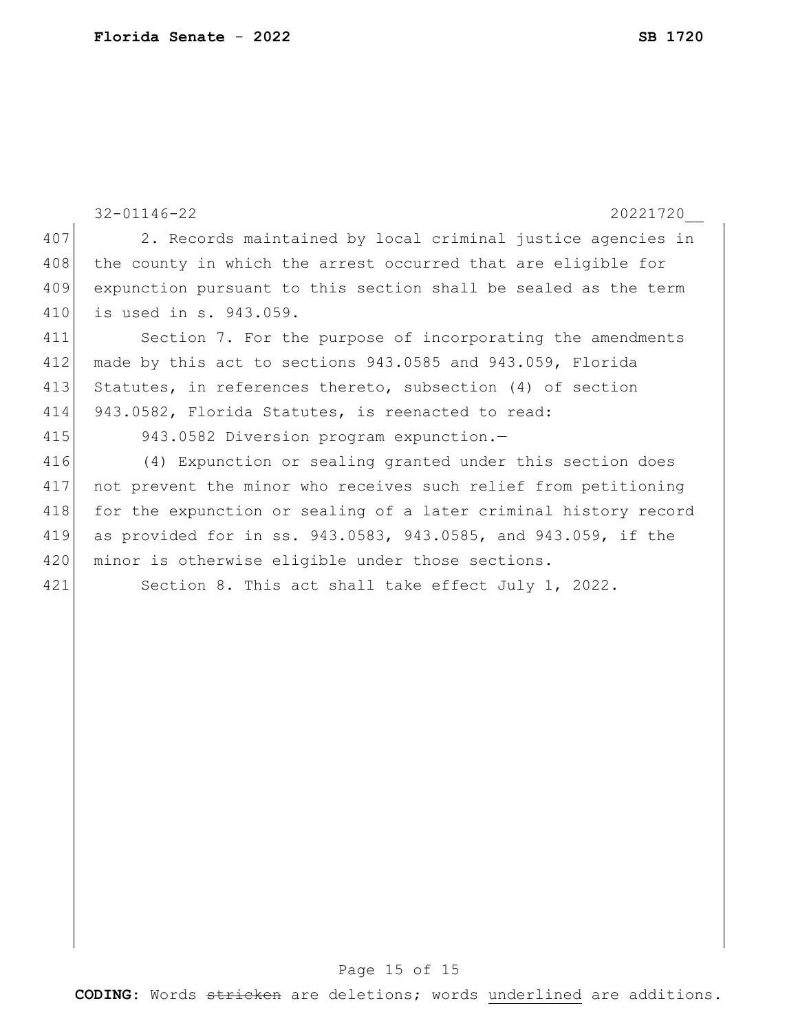2. Records maintained by local criminal justice agencies in the county in which the arrest occurred that are eligible for expunction pursuant to this section shall be sealed as the term is used in s. 943.059.

Section 7. For the purpose of incorporating the amendments made by this act to sections 943.0585 and 943.059, Florida Statutes, in references thereto, subsection (4) of section 943.0582, Florida Statutes, is reenacted to read:

943.0582 Diversion program expunction.—

(4) Expunction or sealing granted under this section does not prevent the minor who receives such relief from petitioning for the expunction or sealing of a later criminal history record as provided for in ss. 943.0583, 943.0585, and 943.059, if the minor is otherwise eligible under those sections.

Section 8. This act shall take effect July 1, 2022.